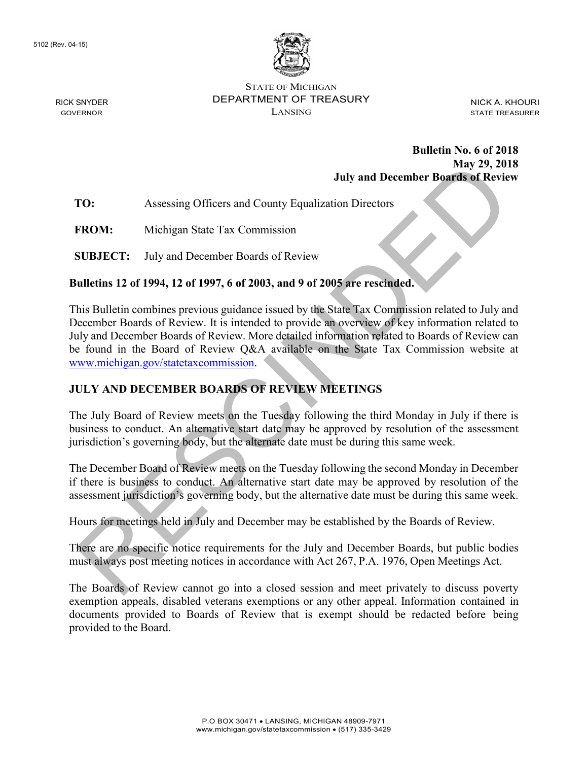5102 (Rev. 04-15)

STATE OF MICHIGAN
DEPARTMENT OF TREASURY
LANSING

RICK SNYDER
GOVERNOR

NICK A. KHOURI
STATE TREASURER

**Bulletin No. 6 of 2018**
**May 29, 2018**
**July and December Boards of Review**

**TO:** Assessing Officers and County Equalization Directors

**FROM:** Michigan State Tax Commission

**SUBJECT:** July and December Boards of Review

**Bulletins 12 of 1994, 12 of 1997, 6 of 2003, and 9 of 2005 are rescinded.**

This Bulletin combines previous guidance issued by the State Tax Commission related to July and December Boards of Review. It is intended to provide an overview of key information related to July and December Boards of Review. More detailed information related to Boards of Review can be found in the Board of Review Q&A available on the State Tax Commission website at www.michigan.gov/statetaxcommission.

## JULY AND DECEMBER BOARDS OF REVIEW MEETINGS

The July Board of Review meets on the Tuesday following the third Monday in July if there is business to conduct. An alternative start date may be approved by resolution of the assessment jurisdiction's governing body, but the alternate date must be during this same week.

The December Board of Review meets on the Tuesday following the second Monday in December if there is business to conduct. An alternative start date may be approved by resolution of the assessment jurisdiction's governing body, but the alternative date must be during this same week.

Hours for meetings held in July and December may be established by the Boards of Review.

There are no specific notice requirements for the July and December Boards, but public bodies must always post meeting notices in accordance with Act 267, P.A. 1976, Open Meetings Act.

The Boards of Review cannot go into a closed session and meet privately to discuss poverty exemption appeals, disabled veterans exemptions or any other appeal. Information contained in documents provided to Boards of Review that is exempt should be redacted before being provided to the Board.

P.O BOX 30471 • LANSING, MICHIGAN 48909-7971
www.michigan.gov/statetaxcommission • (517) 335-3429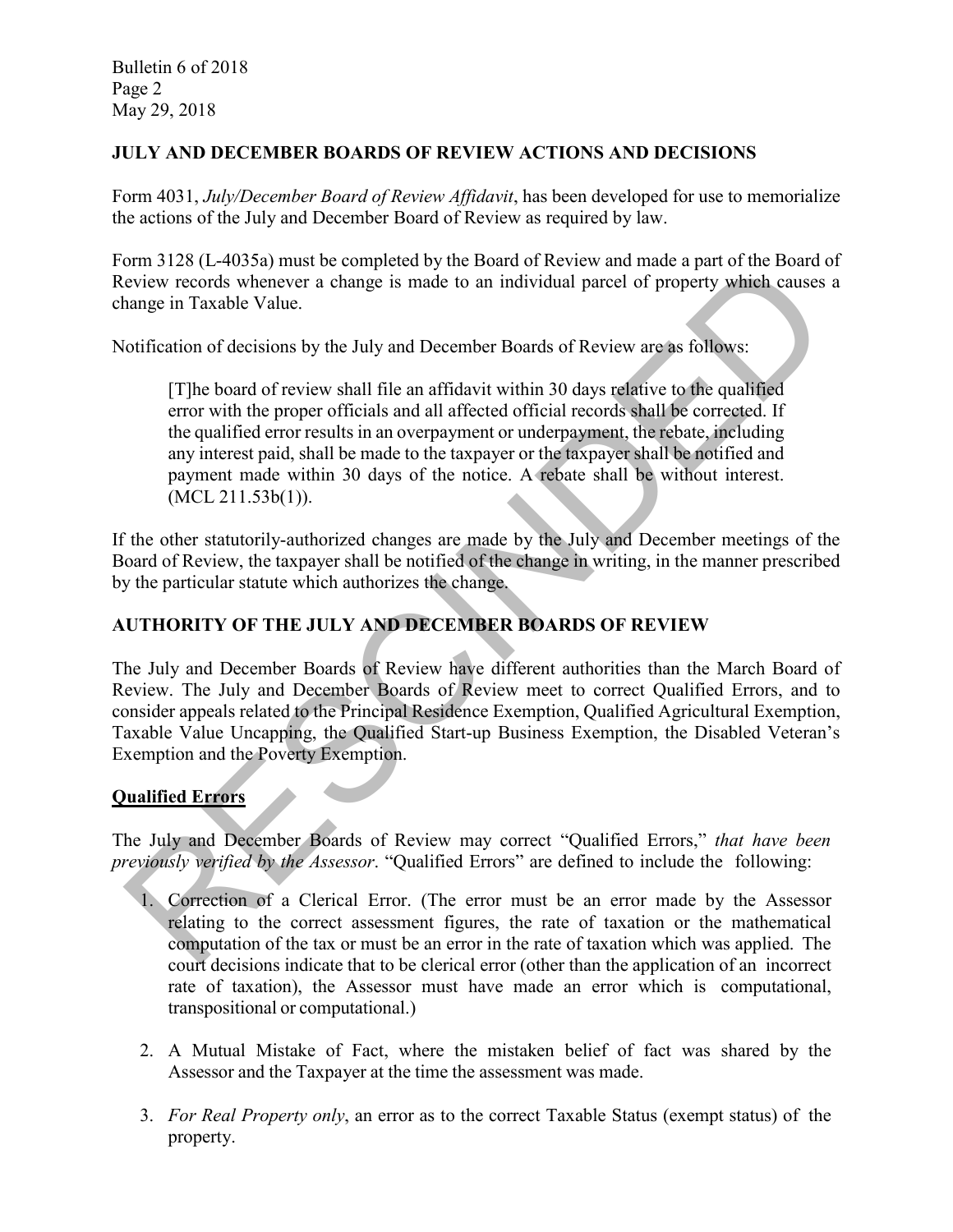## JULY AND DECEMBER BOARDS OF REVIEW ACTIONS AND DECISIONS

Form 4031, *July/December Board of Review Affidavit*, has been developed for use to memorialize the actions of the July and December Board of Review as required by law.

Form 3128 (L-4035a) must be completed by the Board of Review and made a part of the Board of Review records whenever a change is made to an individual parcel of property which causes a change in Taxable Value.

Notification of decisions by the July and December Boards of Review are as follows:

> [T]he board of review shall file an affidavit within 30 days relative to the qualified error with the proper officials and all affected official records shall be corrected. If the qualified error results in an overpayment or underpayment, the rebate, including any interest paid, shall be made to the taxpayer or the taxpayer shall be notified and payment made within 30 days of the notice. A rebate shall be without interest. (MCL 211.53b(1)).

If the other statutorily-authorized changes are made by the July and December meetings of the Board of Review, the taxpayer shall be notified of the change in writing, in the manner prescribed by the particular statute which authorizes the change.

## AUTHORITY OF THE JULY AND DECEMBER BOARDS OF REVIEW

The July and December Boards of Review have different authorities than the March Board of Review. The July and December Boards of Review meet to correct Qualified Errors, and to consider appeals related to the Principal Residence Exemption, Qualified Agricultural Exemption, Taxable Value Uncapping, the Qualified Start-up Business Exemption, the Disabled Veteran's Exemption and the Poverty Exemption.

### Qualified Errors

The July and December Boards of Review may correct "Qualified Errors," *that have been previously verified by the Assessor*. "Qualified Errors" are defined to include the following:

1. Correction of a Clerical Error. (The error must be an error made by the Assessor relating to the correct assessment figures, the rate of taxation or the mathematical computation of the tax or must be an error in the rate of taxation which was applied. The court decisions indicate that to be clerical error (other than the application of an incorrect rate of taxation), the Assessor must have made an error which is computational, transpositional or computational.)

2. A Mutual Mistake of Fact, where the mistaken belief of fact was shared by the Assessor and the Taxpayer at the time the assessment was made.

3. *For Real Property only*, an error as to the correct Taxable Status (exempt status) of the property.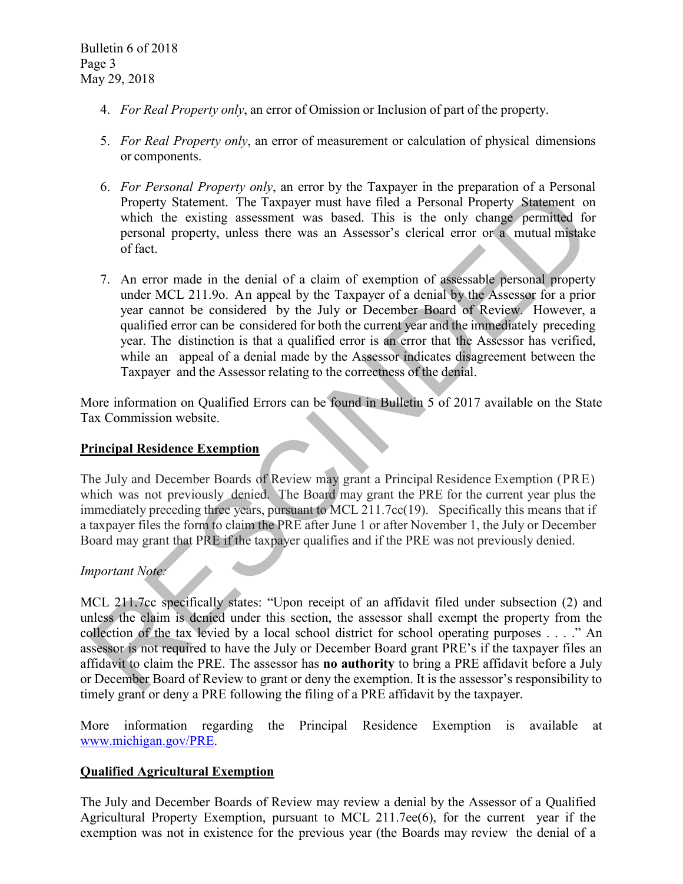4. *For Real Property only*, an error of Omission or Inclusion of part of the property.

5. *For Real Property only*, an error of measurement or calculation of physical dimensions or components.

6. *For Personal Property only*, an error by the Taxpayer in the preparation of a Personal Property Statement. The Taxpayer must have filed a Personal Property Statement on which the existing assessment was based. This is the only change permitted for personal property, unless there was an Assessor's clerical error or a mutual mistake of fact.

7. An error made in the denial of a claim of exemption of assessable personal property under MCL 211.9o. An appeal by the Taxpayer of a denial by the Assessor for a prior year cannot be considered by the July or December Board of Review. However, a qualified error can be considered for both the current year and the immediately preceding year. The distinction is that a qualified error is an error that the Assessor has verified, while an appeal of a denial made by the Assessor indicates disagreement between the Taxpayer and the Assessor relating to the correctness of the denial.

More information on Qualified Errors can be found in Bulletin 5 of 2017 available on the State Tax Commission website.

## Principal Residence Exemption

The July and December Boards of Review may grant a Principal Residence Exemption (PRE) which was not previously denied. The Board may grant the PRE for the current year plus the immediately preceding three years, pursuant to MCL 211.7cc(19). Specifically this means that if a taxpayer files the form to claim the PRE after June 1 or after November 1, the July or December Board may grant that PRE if the taxpayer qualifies and if the PRE was not previously denied.

*Important Note:*

MCL 211.7cc specifically states: "Upon receipt of an affidavit filed under subsection (2) and unless the claim is denied under this section, the assessor shall exempt the property from the collection of the tax levied by a local school district for school operating purposes . . . ." An assessor is not required to have the July or December Board grant PRE's if the taxpayer files an affidavit to claim the PRE. The assessor has **no authority** to bring a PRE affidavit before a July or December Board of Review to grant or deny the exemption. It is the assessor's responsibility to timely grant or deny a PRE following the filing of a PRE affidavit by the taxpayer.

More information regarding the Principal Residence Exemption is available at [www.michigan.gov/PRE](www.michigan.gov/PRE).

## Qualified Agricultural Exemption

The July and December Boards of Review may review a denial by the Assessor of a Qualified Agricultural Property Exemption, pursuant to MCL 211.7ee(6), for the current year if the exemption was not in existence for the previous year (the Boards may review the denial of a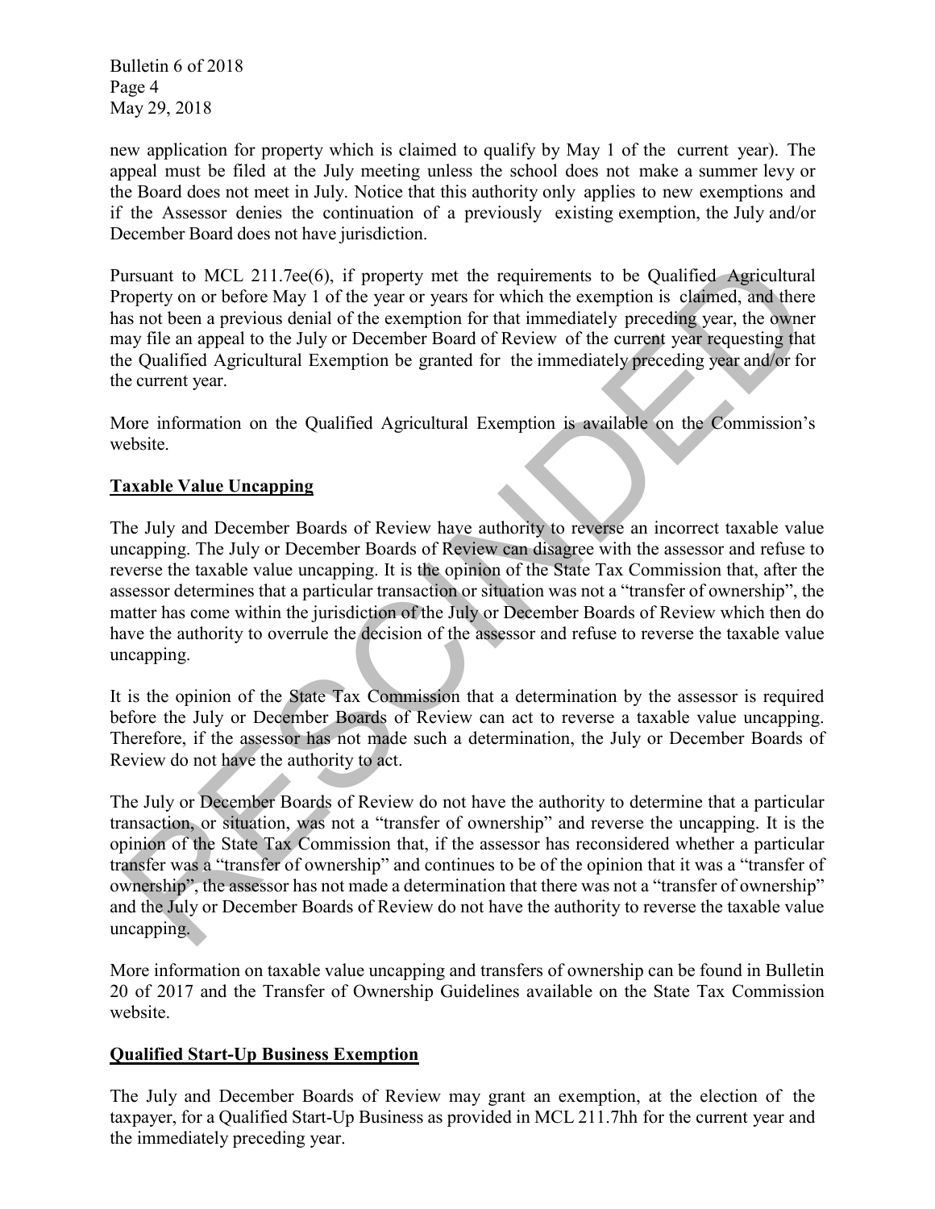new application for property which is claimed to qualify by May 1 of the current year). The appeal must be filed at the July meeting unless the school does not make a summer levy or the Board does not meet in July. Notice that this authority only applies to new exemptions and if the Assessor denies the continuation of a previously existing exemption, the July and/or December Board does not have jurisdiction.

Pursuant to MCL 211.7ee(6), if property met the requirements to be Qualified Agricultural Property on or before May 1 of the year or years for which the exemption is claimed, and there has not been a previous denial of the exemption for that immediately preceding year, the owner may file an appeal to the July or December Board of Review of the current year requesting that the Qualified Agricultural Exemption be granted for the immediately preceding year and/or for the current year.

More information on the Qualified Agricultural Exemption is available on the Commission's website.

## Taxable Value Uncapping

The July and December Boards of Review have authority to reverse an incorrect taxable value uncapping. The July or December Boards of Review can disagree with the assessor and refuse to reverse the taxable value uncapping. It is the opinion of the State Tax Commission that, after the assessor determines that a particular transaction or situation was not a "transfer of ownership", the matter has come within the jurisdiction of the July or December Boards of Review which then do have the authority to overrule the decision of the assessor and refuse to reverse the taxable value uncapping.

It is the opinion of the State Tax Commission that a determination by the assessor is required before the July or December Boards of Review can act to reverse a taxable value uncapping. Therefore, if the assessor has not made such a determination, the July or December Boards of Review do not have the authority to act.

The July or December Boards of Review do not have the authority to determine that a particular transaction, or situation, was not a "transfer of ownership" and reverse the uncapping. It is the opinion of the State Tax Commission that, if the assessor has reconsidered whether a particular transfer was a "transfer of ownership" and continues to be of the opinion that it was a "transfer of ownership", the assessor has not made a determination that there was not a "transfer of ownership" and the July or December Boards of Review do not have the authority to reverse the taxable value uncapping.

More information on taxable value uncapping and transfers of ownership can be found in Bulletin 20 of 2017 and the Transfer of Ownership Guidelines available on the State Tax Commission website.

## Qualified Start-Up Business Exemption

The July and December Boards of Review may grant an exemption, at the election of the taxpayer, for a Qualified Start-Up Business as provided in MCL 211.7hh for the current year and the immediately preceding year.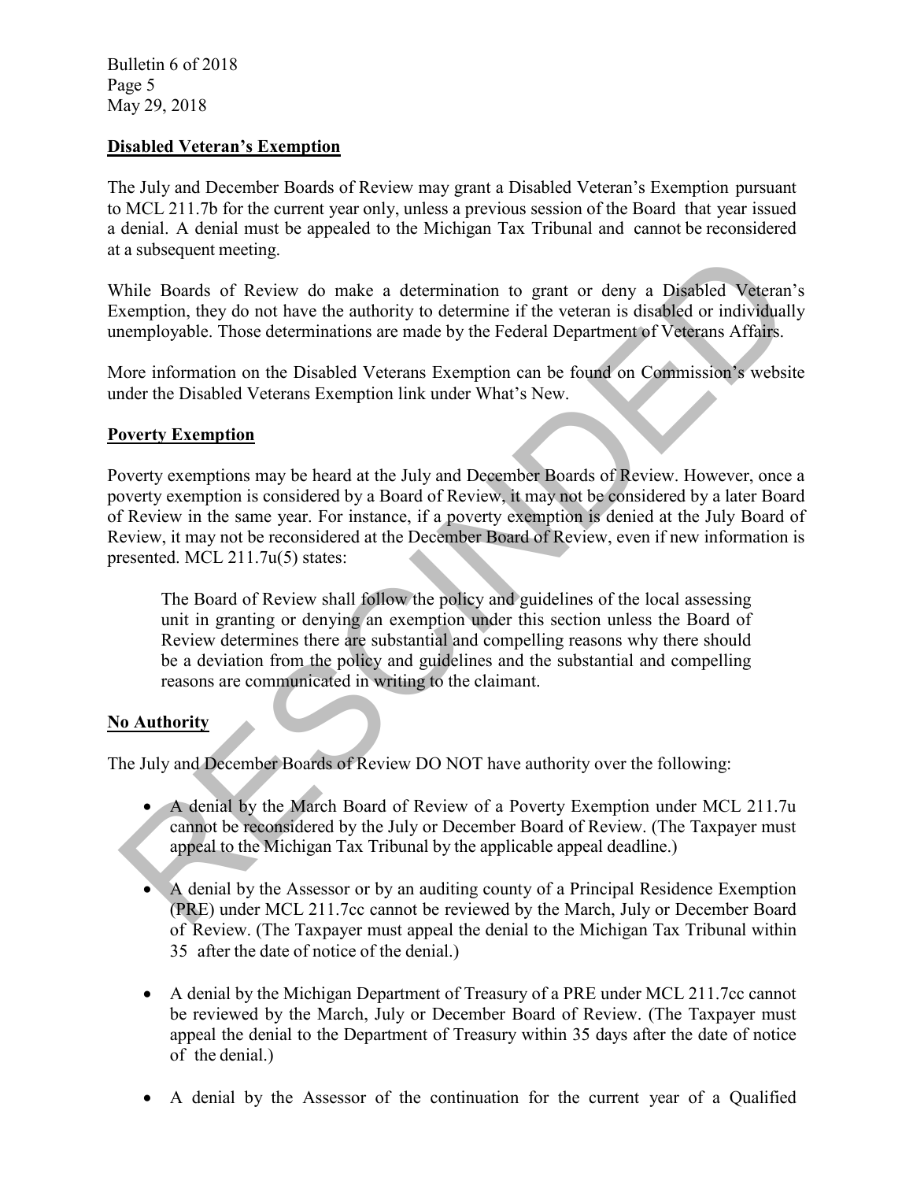## Disabled Veteran's Exemption

The July and December Boards of Review may grant a Disabled Veteran's Exemption pursuant to MCL 211.7b for the current year only, unless a previous session of the Board that year issued a denial. A denial must be appealed to the Michigan Tax Tribunal and cannot be reconsidered at a subsequent meeting.

While Boards of Review do make a determination to grant or deny a Disabled Veteran's Exemption, they do not have the authority to determine if the veteran is disabled or individually unemployable. Those determinations are made by the Federal Department of Veterans Affairs.

More information on the Disabled Veterans Exemption can be found on Commission's website under the Disabled Veterans Exemption link under What's New.

## Poverty Exemption

Poverty exemptions may be heard at the July and December Boards of Review. However, once a poverty exemption is considered by a Board of Review, it may not be considered by a later Board of Review in the same year. For instance, if a poverty exemption is denied at the July Board of Review, it may not be reconsidered at the December Board of Review, even if new information is presented. MCL 211.7u(5) states:

> The Board of Review shall follow the policy and guidelines of the local assessing unit in granting or denying an exemption under this section unless the Board of Review determines there are substantial and compelling reasons why there should be a deviation from the policy and guidelines and the substantial and compelling reasons are communicated in writing to the claimant.

## No Authority

The July and December Boards of Review DO NOT have authority over the following:

- A denial by the March Board of Review of a Poverty Exemption under MCL 211.7u cannot be reconsidered by the July or December Board of Review. (The Taxpayer must appeal to the Michigan Tax Tribunal by the applicable appeal deadline.)

- A denial by the Assessor or by an auditing county of a Principal Residence Exemption (PRE) under MCL 211.7cc cannot be reviewed by the March, July or December Board of Review. (The Taxpayer must appeal the denial to the Michigan Tax Tribunal within 35 after the date of notice of the denial.)

- A denial by the Michigan Department of Treasury of a PRE under MCL 211.7cc cannot be reviewed by the March, July or December Board of Review. (The Taxpayer must appeal the denial to the Department of Treasury within 35 days after the date of notice of the denial.)

- A denial by the Assessor of the continuation for the current year of a Qualified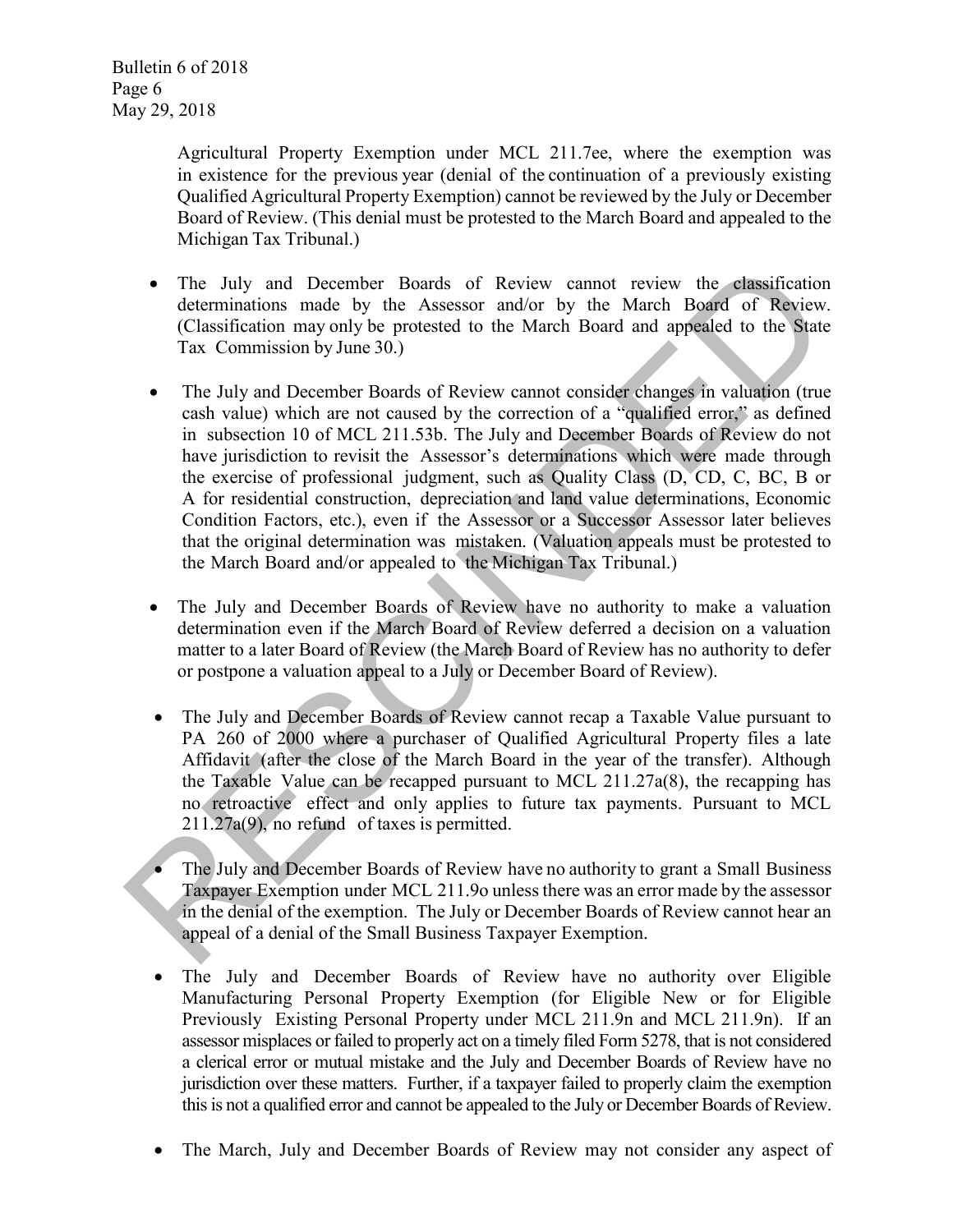Agricultural Property Exemption under MCL 211.7ee, where the exemption was in existence for the previous year (denial of the continuation of a previously existing Qualified Agricultural Property Exemption) cannot be reviewed by the July or December Board of Review. (This denial must be protested to the March Board and appealed to the Michigan Tax Tribunal.)

- The July and December Boards of Review cannot review the classification determinations made by the Assessor and/or by the March Board of Review. (Classification may only be protested to the March Board and appealed to the State Tax Commission by June 30.)

- The July and December Boards of Review cannot consider changes in valuation (true cash value) which are not caused by the correction of a "qualified error," as defined in subsection 10 of MCL 211.53b. The July and December Boards of Review do not have jurisdiction to revisit the Assessor's determinations which were made through the exercise of professional judgment, such as Quality Class (D, CD, C, BC, B or A for residential construction, depreciation and land value determinations, Economic Condition Factors, etc.), even if the Assessor or a Successor Assessor later believes that the original determination was mistaken. (Valuation appeals must be protested to the March Board and/or appealed to the Michigan Tax Tribunal.)

- The July and December Boards of Review have no authority to make a valuation determination even if the March Board of Review deferred a decision on a valuation matter to a later Board of Review (the March Board of Review has no authority to defer or postpone a valuation appeal to a July or December Board of Review).

- The July and December Boards of Review cannot recap a Taxable Value pursuant to PA 260 of 2000 where a purchaser of Qualified Agricultural Property files a late Affidavit (after the close of the March Board in the year of the transfer). Although the Taxable Value can be recapped pursuant to MCL 211.27a(8), the recapping has no retroactive effect and only applies to future tax payments. Pursuant to MCL 211.27a(9), no refund of taxes is permitted.

- The July and December Boards of Review have no authority to grant a Small Business Taxpayer Exemption under MCL 211.9o unless there was an error made by the assessor in the denial of the exemption. The July or December Boards of Review cannot hear an appeal of a denial of the Small Business Taxpayer Exemption.

- The July and December Boards of Review have no authority over Eligible Manufacturing Personal Property Exemption (for Eligible New or for Eligible Previously Existing Personal Property under MCL 211.9n and MCL 211.9n). If an assessor misplaces or failed to properly act on a timely filed Form 5278, that is not considered a clerical error or mutual mistake and the July and December Boards of Review have no jurisdiction over these matters. Further, if a taxpayer failed to properly claim the exemption this is not a qualified error and cannot be appealed to the July or December Boards of Review.

- The March, July and December Boards of Review may not consider any aspect of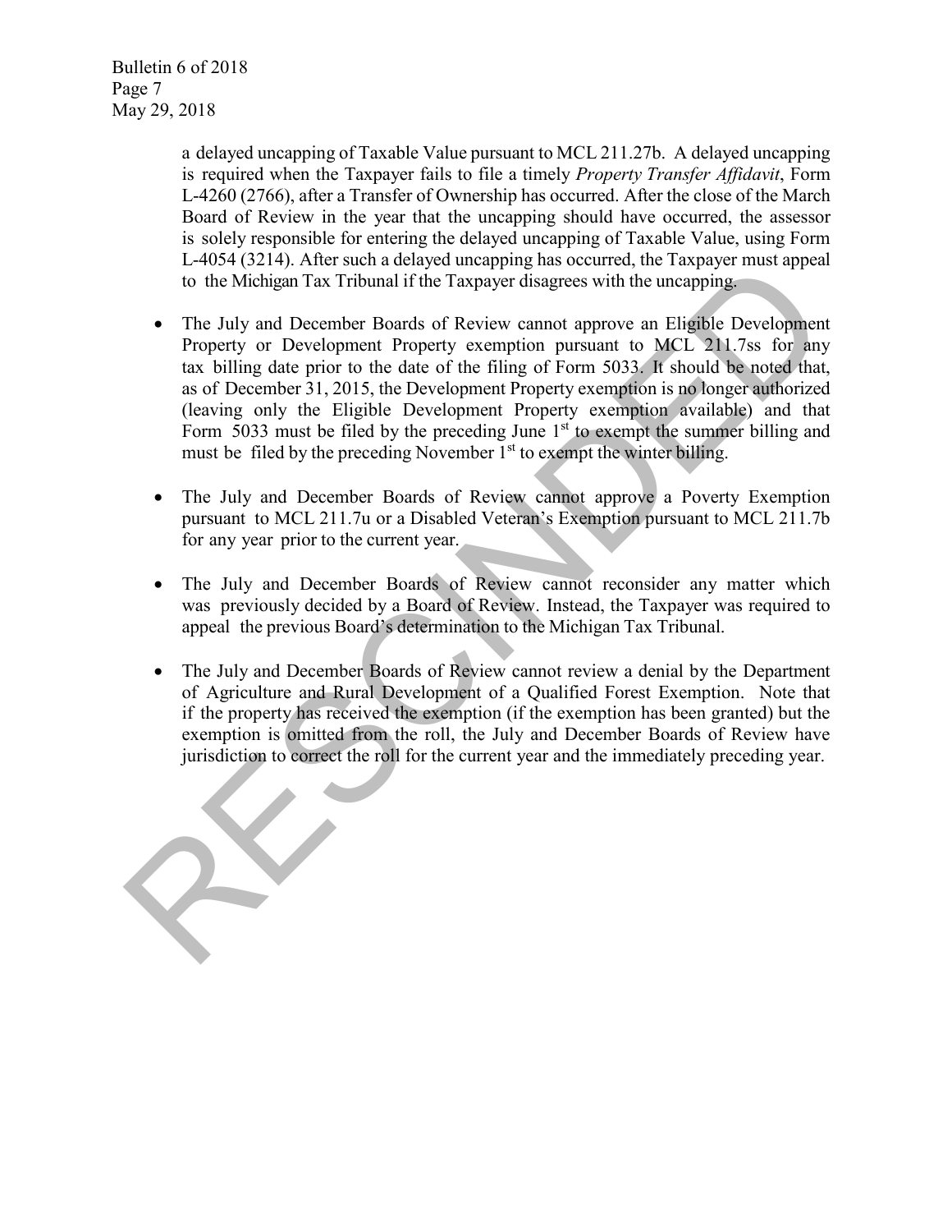a delayed uncapping of Taxable Value pursuant to MCL 211.27b. A delayed uncapping is required when the Taxpayer fails to file a timely *Property Transfer Affidavit*, Form L-4260 (2766), after a Transfer of Ownership has occurred. After the close of the March Board of Review in the year that the uncapping should have occurred, the assessor is solely responsible for entering the delayed uncapping of Taxable Value, using Form L-4054 (3214). After such a delayed uncapping has occurred, the Taxpayer must appeal to the Michigan Tax Tribunal if the Taxpayer disagrees with the uncapping.

- The July and December Boards of Review cannot approve an Eligible Development Property or Development Property exemption pursuant to MCL 211.7ss for any tax billing date prior to the date of the filing of Form 5033. It should be noted that, as of December 31, 2015, the Development Property exemption is no longer authorized (leaving only the Eligible Development Property exemption available) and that Form 5033 must be filed by the preceding June 1st to exempt the summer billing and must be filed by the preceding November 1st to exempt the winter billing.

- The July and December Boards of Review cannot approve a Poverty Exemption pursuant to MCL 211.7u or a Disabled Veteran's Exemption pursuant to MCL 211.7b for any year prior to the current year.

- The July and December Boards of Review cannot reconsider any matter which was previously decided by a Board of Review. Instead, the Taxpayer was required to appeal the previous Board's determination to the Michigan Tax Tribunal.

- The July and December Boards of Review cannot review a denial by the Department of Agriculture and Rural Development of a Qualified Forest Exemption. Note that if the property has received the exemption (if the exemption has been granted) but the exemption is omitted from the roll, the July and December Boards of Review have jurisdiction to correct the roll for the current year and the immediately preceding year.

RESCINDED